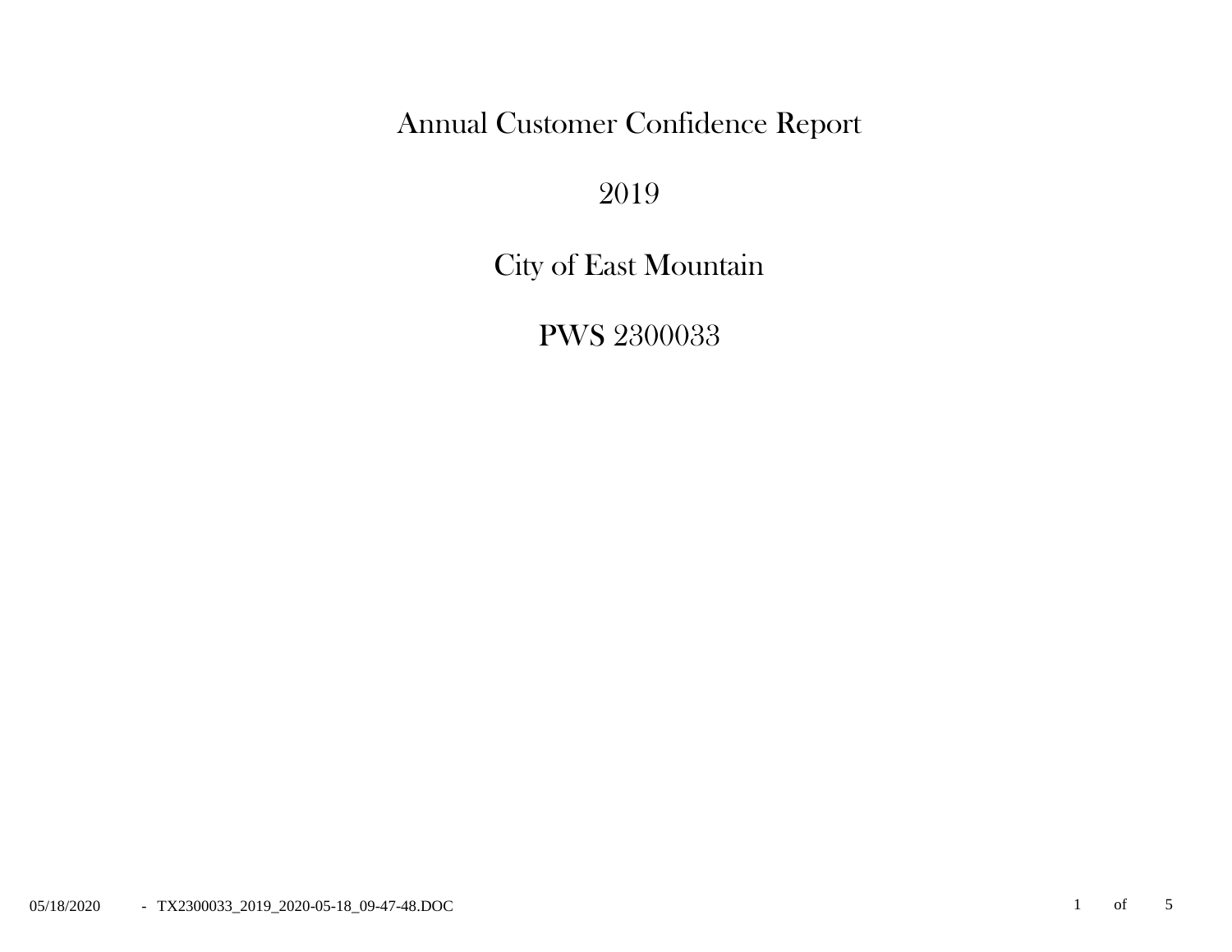# Annual Customer Confidence Report

## 2019

## City of East Mountain

## PWS 2300033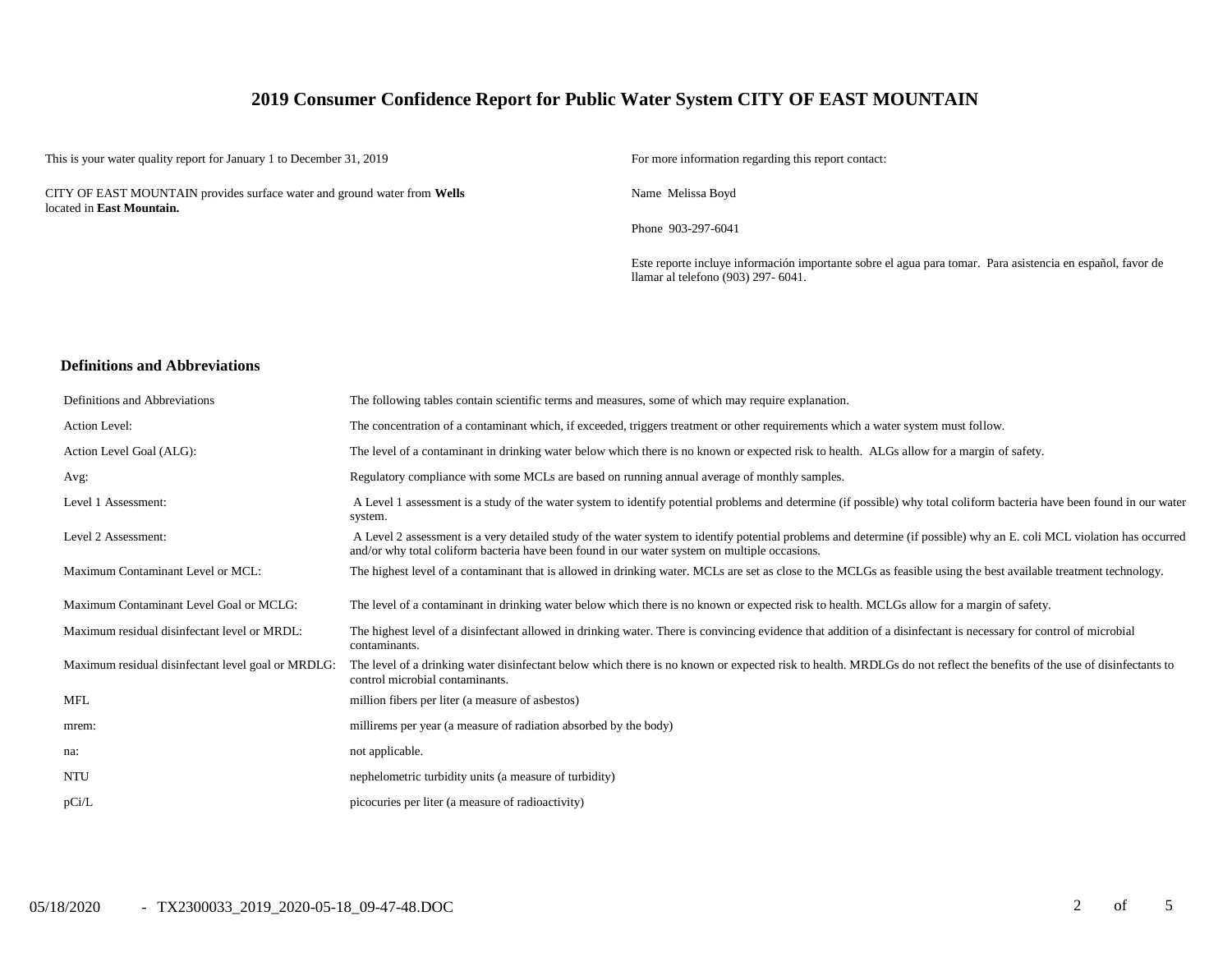# 2019 Consumer Confidence Report for Public Water System CITY OF EAST MOUNTAIN

This is your water quality report for January 1 to December 31, 2019

CITY OF EAST MOUNTAIN provides surface water and ground water from **Wells** located in **East Mountain.**

For more information regarding this report contact:

Name Melissa Boyd

Phone 903-297-6041

Este reporte incluye información importante sobre el agua para tomar. Para asistencia en español, favor de llamar al telefono (903) 297- 6041.

## Definitions and Abbreviations

| Definitions and Abbreviations | The following tables contain scientific terms and measures, some of which may require explanation. |
|---|---|
| Action Level: | The concentration of a contaminant which, if exceeded, triggers treatment or other requirements which a water system must follow. |
| Action Level Goal (ALG): | The level of a contaminant in drinking water below which there is no known or expected risk to health. ALGs allow for a margin of safety. |
| Avg: | Regulatory compliance with some MCLs are based on running annual average of monthly samples. |
| Level 1 Assessment: | A Level 1 assessment is a study of the water system to identify potential problems and determine (if possible) why total coliform bacteria have been found in our water system. |
| Level 2 Assessment: | A Level 2 assessment is a very detailed study of the water system to identify potential problems and determine (if possible) why an E. coli MCL violation has occurred and/or why total coliform bacteria have been found in our water system on multiple occasions. |
| Maximum Contaminant Level or MCL: | The highest level of a contaminant that is allowed in drinking water. MCLs are set as close to the MCLGs as feasible using the best available treatment technology. |
| Maximum Contaminant Level Goal or MCLG: | The level of a contaminant in drinking water below which there is no known or expected risk to health. MCLGs allow for a margin of safety. |
| Maximum residual disinfectant level or MRDL: | The highest level of a disinfectant allowed in drinking water. There is convincing evidence that addition of a disinfectant is necessary for control of microbial contaminants. |
| Maximum residual disinfectant level goal or MRDLG: | The level of a drinking water disinfectant below which there is no known or expected risk to health. MRDLGs do not reflect the benefits of the use of disinfectants to control microbial contaminants. |
| MFL | million fibers per liter (a measure of asbestos) |
| mrem: | millirems per year (a measure of radiation absorbed by the body) |
| na: | not applicable. |
| NTU | nephelometric turbidity units (a measure of turbidity) |
| pCi/L | picocuries per liter (a measure of radioactivity) |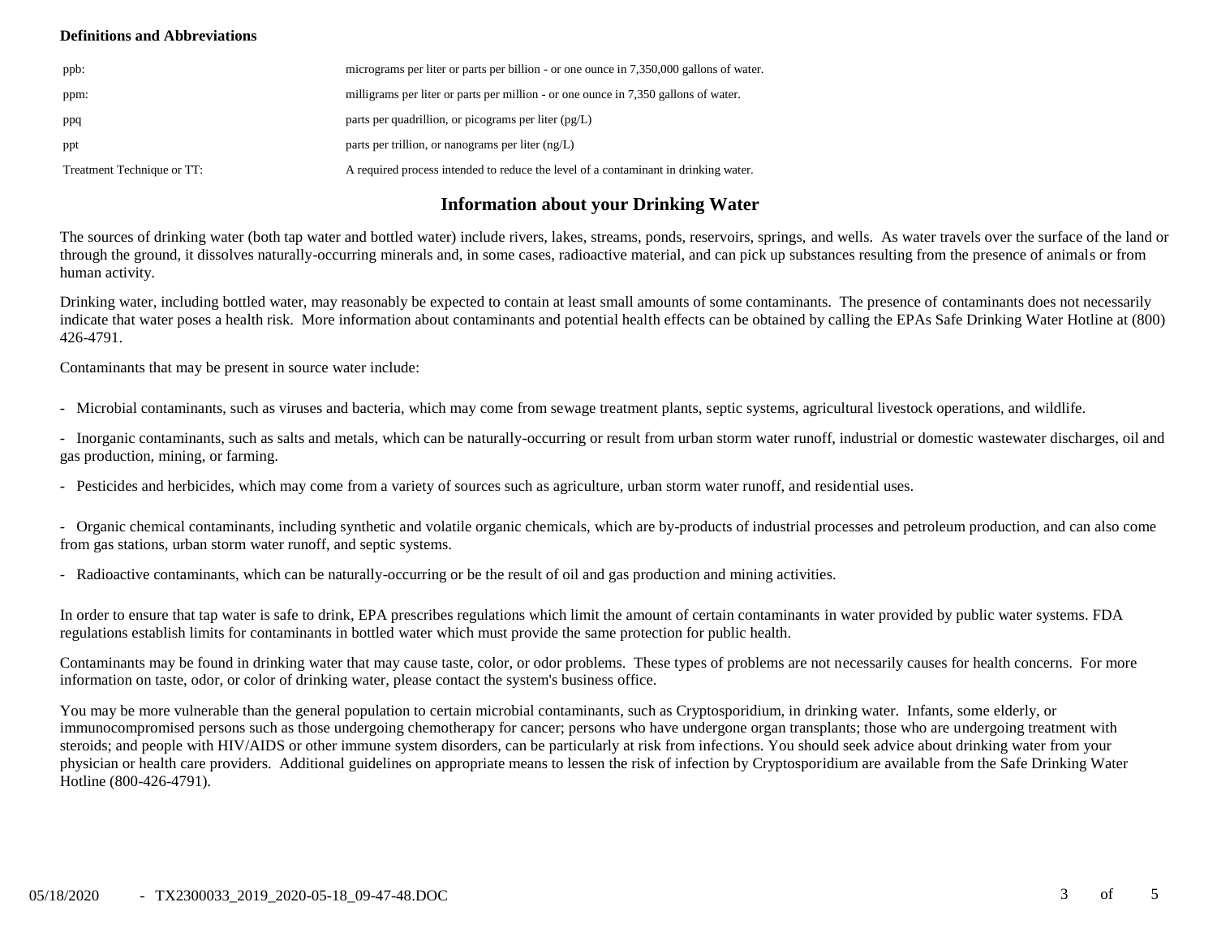**Definitions and Abbreviations**

| | |
|---|---|
| ppb: | micrograms per liter or parts per billion - or one ounce in 7,350,000 gallons of water. |
| ppm: | milligrams per liter or parts per million - or one ounce in 7,350 gallons of water. |
| ppq | parts per quadrillion, or picograms per liter (pg/L) |
| ppt | parts per trillion, or nanograms per liter (ng/L) |
| Treatment Technique or TT: | A required process intended to reduce the level of a contaminant in drinking water. |

## Information about your Drinking Water

The sources of drinking water (both tap water and bottled water) include rivers, lakes, streams, ponds, reservoirs, springs, and wells. As water travels over the surface of the land or through the ground, it dissolves naturally-occurring minerals and, in some cases, radioactive material, and can pick up substances resulting from the presence of animals or from human activity.

Drinking water, including bottled water, may reasonably be expected to contain at least small amounts of some contaminants. The presence of contaminants does not necessarily indicate that water poses a health risk. More information about contaminants and potential health effects can be obtained by calling the EPAs Safe Drinking Water Hotline at (800) 426-4791.

Contaminants that may be present in source water include:

- Microbial contaminants, such as viruses and bacteria, which may come from sewage treatment plants, septic systems, agricultural livestock operations, and wildlife.

- Inorganic contaminants, such as salts and metals, which can be naturally-occurring or result from urban storm water runoff, industrial or domestic wastewater discharges, oil and gas production, mining, or farming.

- Pesticides and herbicides, which may come from a variety of sources such as agriculture, urban storm water runoff, and residential uses.

- Organic chemical contaminants, including synthetic and volatile organic chemicals, which are by-products of industrial processes and petroleum production, and can also come from gas stations, urban storm water runoff, and septic systems.

- Radioactive contaminants, which can be naturally-occurring or be the result of oil and gas production and mining activities.

In order to ensure that tap water is safe to drink, EPA prescribes regulations which limit the amount of certain contaminants in water provided by public water systems. FDA regulations establish limits for contaminants in bottled water which must provide the same protection for public health.

Contaminants may be found in drinking water that may cause taste, color, or odor problems. These types of problems are not necessarily causes for health concerns. For more information on taste, odor, or color of drinking water, please contact the system's business office.

You may be more vulnerable than the general population to certain microbial contaminants, such as Cryptosporidium, in drinking water. Infants, some elderly, or immunocompromised persons such as those undergoing chemotherapy for cancer; persons who have undergone organ transplants; those who are undergoing treatment with steroids; and people with HIV/AIDS or other immune system disorders, can be particularly at risk from infections. You should seek advice about drinking water from your physician or health care providers. Additional guidelines on appropriate means to lessen the risk of infection by Cryptosporidium are available from the Safe Drinking Water Hotline (800-426-4791).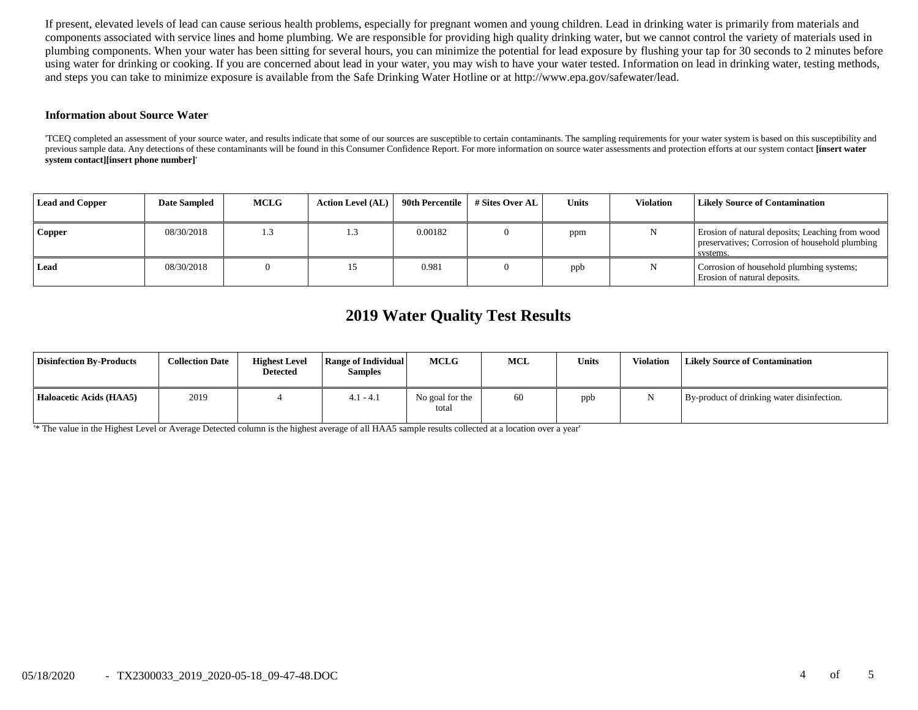If present, elevated levels of lead can cause serious health problems, especially for pregnant women and young children. Lead in drinking water is primarily from materials and components associated with service lines and home plumbing. We are responsible for providing high quality drinking water, but we cannot control the variety of materials used in plumbing components. When your water has been sitting for several hours, you can minimize the potential for lead exposure by flushing your tap for 30 seconds to 2 minutes before using water for drinking or cooking. If you are concerned about lead in your water, you may wish to have your water tested. Information on lead in drinking water, testing methods, and steps you can take to minimize exposure is available from the Safe Drinking Water Hotline or at http://www.epa.gov/safewater/lead.

### Information about Source Water

'TCEQ completed an assessment of your source water, and results indicate that some of our sources are susceptible to certain contaminants. The sampling requirements for your water system is based on this susceptibility and previous sample data. Any detections of these contaminants will be found in this Consumer Confidence Report. For more information on source water assessments and protection efforts at our system contact **[insert water system contact][insert phone number]**'

| Lead and Copper | Date Sampled | MCLG | Action Level (AL) | 90th Percentile | # Sites Over AL | Units | Violation | Likely Source of Contamination |
|---|---|---|---|---|---|---|---|---|
| **Copper** | 08/30/2018 | 1.3 | 1.3 | 0.00182 | 0 | ppm | N | Erosion of natural deposits; Leaching from wood preservatives; Corrosion of household plumbing systems. |
| **Lead** | 08/30/2018 | 0 | 15 | 0.981 | 0 | ppb | N | Corrosion of household plumbing systems; Erosion of natural deposits. |

## 2019 Water Quality Test Results

| Disinfection By-Products | Collection Date | Highest Level Detected | Range of Individual Samples | MCLG | MCL | Units | Violation | Likely Source of Contamination |
|---|---|---|---|---|---|---|---|---|
| **Haloacetic Acids (HAA5)** | 2019 | 4 | 4.1 - 4.1 | No goal for the total | 60 | ppb | N | By-product of drinking water disinfection. |

'* The value in the Highest Level or Average Detected column is the highest average of all HAA5 sample results collected at a location over a year'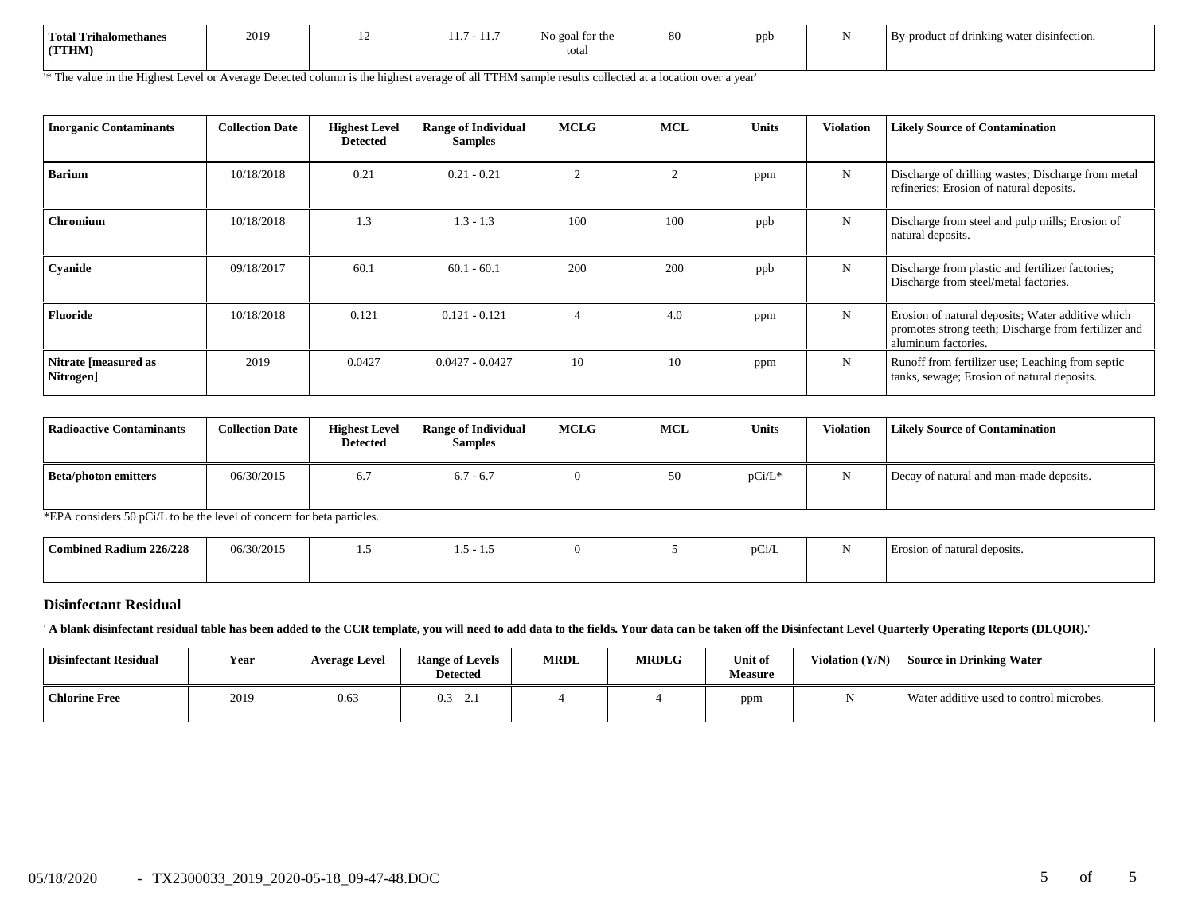| Total Trihalomethanes (TTHM) | 2019 | 12 | 11.7 - 11.7 | No goal for the total | 80 | ppb | N | By-product of drinking water disinfection. |
|---|---|---|---|---|---|---|---|---|

'* The value in the Highest Level or Average Detected column is the highest average of all TTHM sample results collected at a location over a year'

| Inorganic Contaminants | Collection Date | Highest Level Detected | Range of Individual Samples | MCLG | MCL | Units | Violation | Likely Source of Contamination |
|---|---|---|---|---|---|---|---|---|
| Barium | 10/18/2018 | 0.21 | 0.21 - 0.21 | 2 | 2 | ppm | N | Discharge of drilling wastes; Discharge from metal refineries; Erosion of natural deposits. |
| Chromium | 10/18/2018 | 1.3 | 1.3 - 1.3 | 100 | 100 | ppb | N | Discharge from steel and pulp mills; Erosion of natural deposits. |
| Cyanide | 09/18/2017 | 60.1 | 60.1 - 60.1 | 200 | 200 | ppb | N | Discharge from plastic and fertilizer factories; Discharge from steel/metal factories. |
| Fluoride | 10/18/2018 | 0.121 | 0.121 - 0.121 | 4 | 4.0 | ppm | N | Erosion of natural deposits; Water additive which promotes strong teeth; Discharge from fertilizer and aluminum factories. |
| Nitrate [measured as Nitrogen] | 2019 | 0.0427 | 0.0427 - 0.0427 | 10 | 10 | ppm | N | Runoff from fertilizer use; Leaching from septic tanks, sewage; Erosion of natural deposits. |

| Radioactive Contaminants | Collection Date | Highest Level Detected | Range of Individual Samples | MCLG | MCL | Units | Violation | Likely Source of Contamination |
|---|---|---|---|---|---|---|---|---|
| Beta/photon emitters | 06/30/2015 | 6.7 | 6.7 - 6.7 | 0 | 50 | pCi/L* | N | Decay of natural and man-made deposits. |
| Combined Radium 226/228 | 06/30/2015 | 1.5 | 1.5 - 1.5 | 0 | 5 | pCi/L | N | Erosion of natural deposits. |

*EPA considers 50 pCi/L to be the level of concern for beta particles.

## Disinfectant Residual

' **A blank disinfectant residual table has been added to the CCR template, you will need to add data to the fields. Your data can be taken off the Disinfectant Level Quarterly Operating Reports (DLQOR).**'

| Disinfectant Residual | Year | Average Level | Range of Levels Detected | MRDL | MRDLG | Unit of Measure | Violation (Y/N) | Source in Drinking Water |
|---|---|---|---|---|---|---|---|---|
| Chlorine Free | 2019 | 0.63 | 0.3 – 2.1 | 4 | 4 | ppm | N | Water additive used to control microbes. |